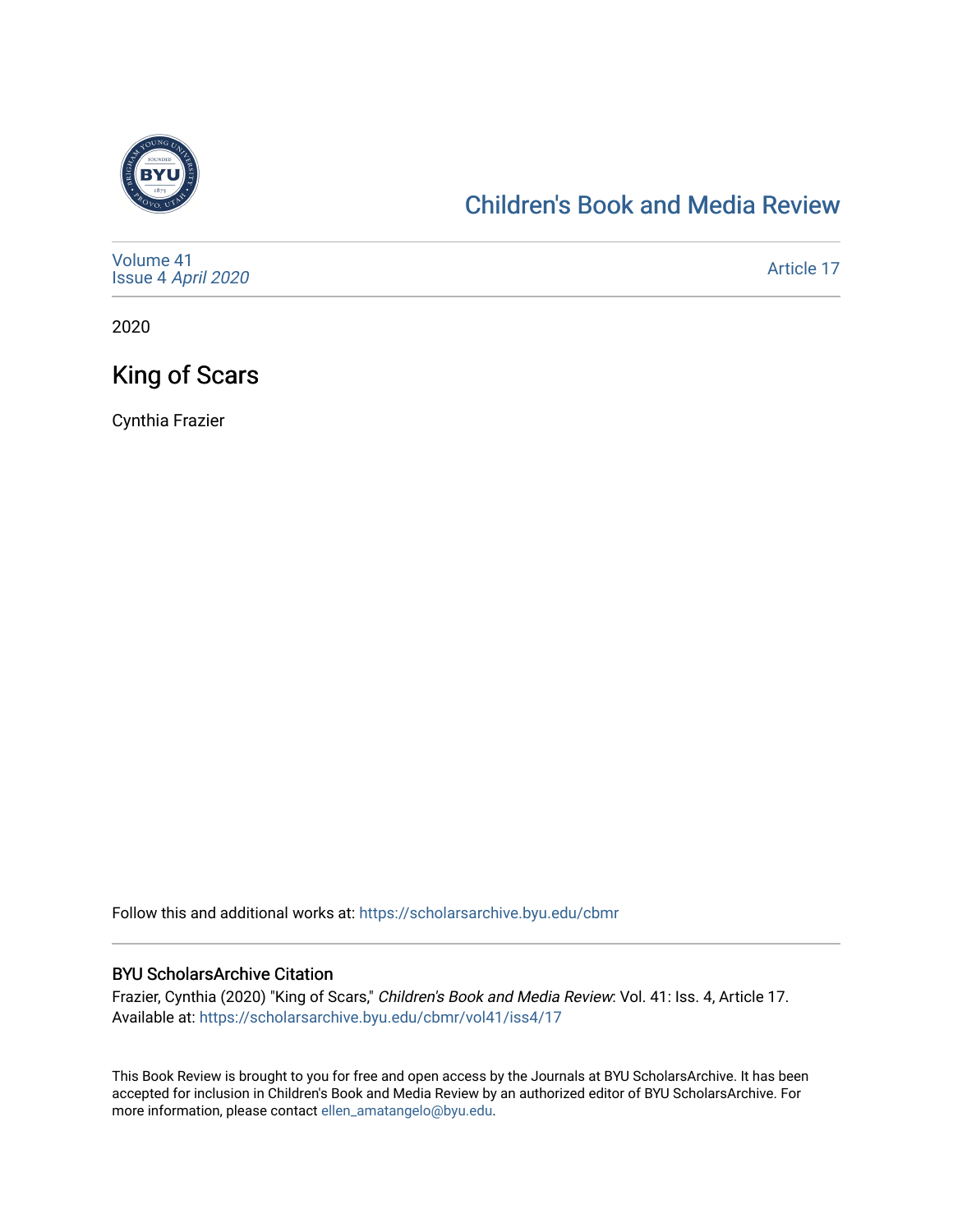# Children's Book and Media Review

Volume 41
Issue 4 *April 2020*

Article 17

2020

## King of Scars

Cynthia Frazier

Follow this and additional works at: https://scholarsarchive.byu.edu/cbmr

### BYU ScholarsArchive Citation

Frazier, Cynthia (2020) "King of Scars," *Children's Book and Media Review*: Vol. 41: Iss. 4, Article 17.
Available at: https://scholarsarchive.byu.edu/cbmr/vol41/iss4/17

This Book Review is brought to you for free and open access by the Journals at BYU ScholarsArchive. It has been accepted for inclusion in Children's Book and Media Review by an authorized editor of BYU ScholarsArchive. For more information, please contact ellen_amatangelo@byu.edu.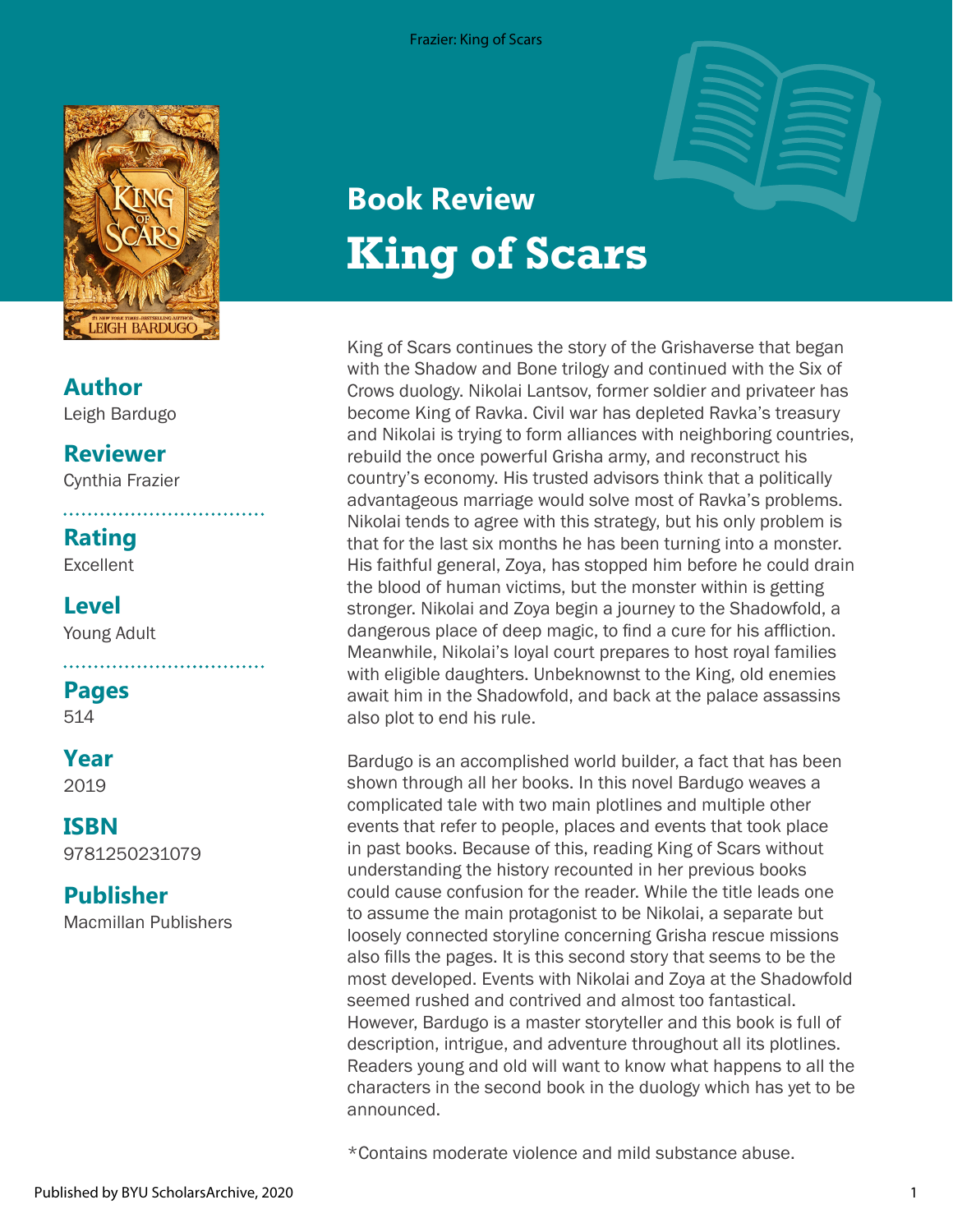## Book Review

# King of Scars

## Author
Leigh Bardugo

## Reviewer
Cynthia Frazier

## Rating
Excellent

## Level
Young Adult

## Pages
514

## Year
2019

## ISBN
9781250231079

## Publisher
Macmillan Publishers

King of Scars continues the story of the Grishaverse that began with the Shadow and Bone trilogy and continued with the Six of Crows duology. Nikolai Lantsov, former soldier and privateer has become King of Ravka. Civil war has depleted Ravka's treasury and Nikolai is trying to form alliances with neighboring countries, rebuild the once powerful Grisha army, and reconstruct his country's economy. His trusted advisors think that a politically advantageous marriage would solve most of Ravka's problems. Nikolai tends to agree with this strategy, but his only problem is that for the last six months he has been turning into a monster. His faithful general, Zoya, has stopped him before he could drain the blood of human victims, but the monster within is getting stronger. Nikolai and Zoya begin a journey to the Shadowfold, a dangerous place of deep magic, to find a cure for his affliction. Meanwhile, Nikolai's loyal court prepares to host royal families with eligible daughters. Unbeknownst to the King, old enemies await him in the Shadowfold, and back at the palace assassins also plot to end his rule.

Bardugo is an accomplished world builder, a fact that has been shown through all her books. In this novel Bardugo weaves a complicated tale with two main plotlines and multiple other events that refer to people, places and events that took place in past books. Because of this, reading King of Scars without understanding the history recounted in her previous books could cause confusion for the reader. While the title leads one to assume the main protagonist to be Nikolai, a separate but loosely connected storyline concerning Grisha rescue missions also fills the pages. It is this second story that seems to be the most developed. Events with Nikolai and Zoya at the Shadowfold seemed rushed and contrived and almost too fantastical. However, Bardugo is a master storyteller and this book is full of description, intrigue, and adventure throughout all its plotlines. Readers young and old will want to know what happens to all the characters in the second book in the duology which has yet to be announced.

*Contains moderate violence and mild substance abuse.